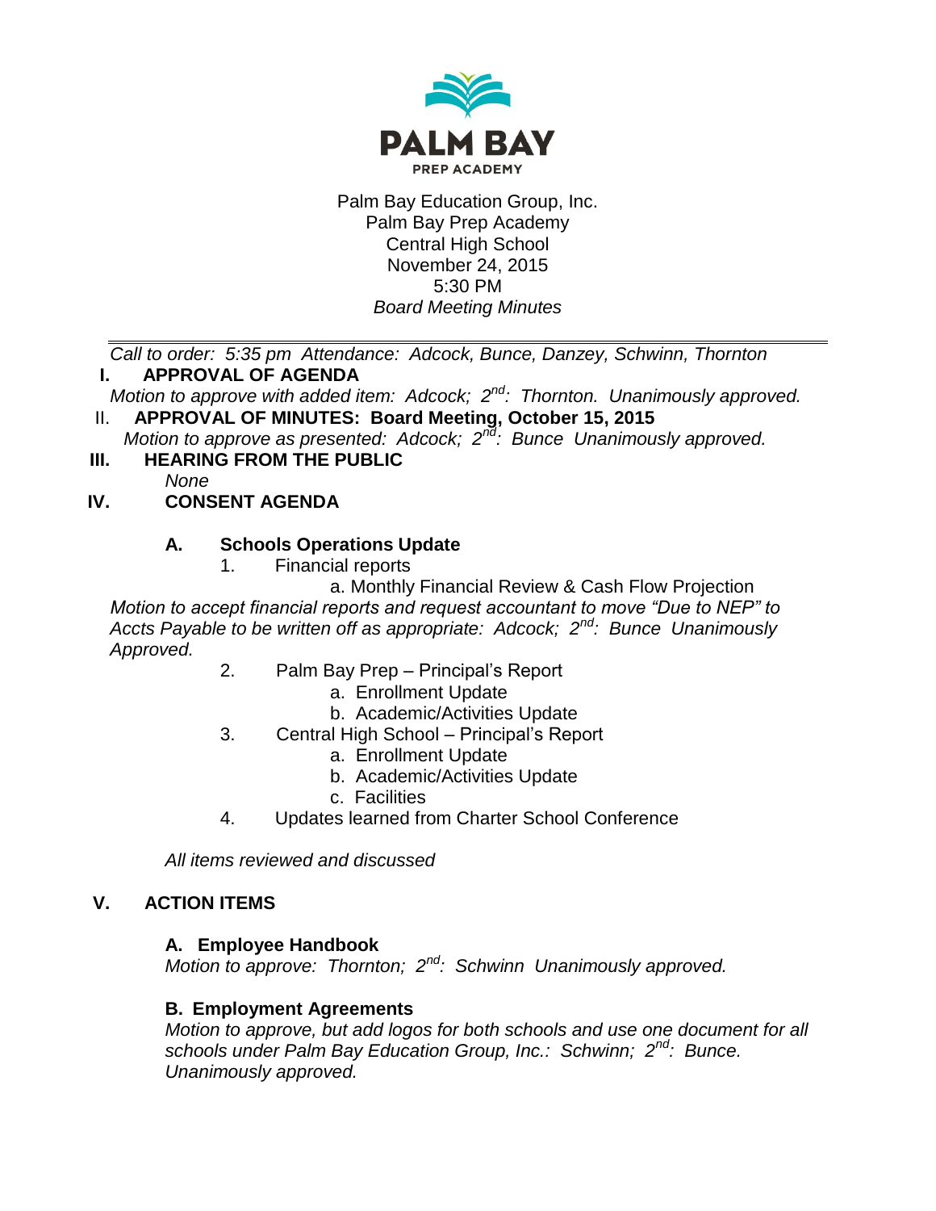PALM BAY

PREP ACADEMY

Palm Bay Education Group, Inc.
Palm Bay Prep Academy
Central High School
November 24, 2015
5:30 PM
*Board Meeting Minutes*

---

*Call to order: 5:35 pm Attendance: Adcock, Bunce, Danzey, Schwinn, Thornton*

## I. APPROVAL OF AGENDA

*Motion to approve with added item: Adcock; 2nd: Thornton. Unanimously approved.*

## II. APPROVAL OF MINUTES: Board Meeting, October 15, 2015

*Motion to approve as presented: Adcock; 2nd: Bunce Unanimously approved.*

## III. HEARING FROM THE PUBLIC

*None*

## IV. CONSENT AGENDA

### A. Schools Operations Update

1. Financial reports
    a. Monthly Financial Review & Cash Flow Projection

*Motion to accept financial reports and request accountant to move "Due to NEP" to Accts Payable to be written off as appropriate: Adcock; 2nd: Bunce Unanimously Approved.*

2. Palm Bay Prep – Principal's Report
    a. Enrollment Update
    b. Academic/Activities Update
3. Central High School – Principal's Report
    a. Enrollment Update
    b. Academic/Activities Update
    c. Facilities
4. Updates learned from Charter School Conference

*All items reviewed and discussed*

## V. ACTION ITEMS

### A. Employee Handbook

*Motion to approve: Thornton; 2nd: Schwinn Unanimously approved.*

### B. Employment Agreements

*Motion to approve, but add logos for both schools and use one document for all schools under Palm Bay Education Group, Inc.: Schwinn; 2nd: Bunce. Unanimously approved.*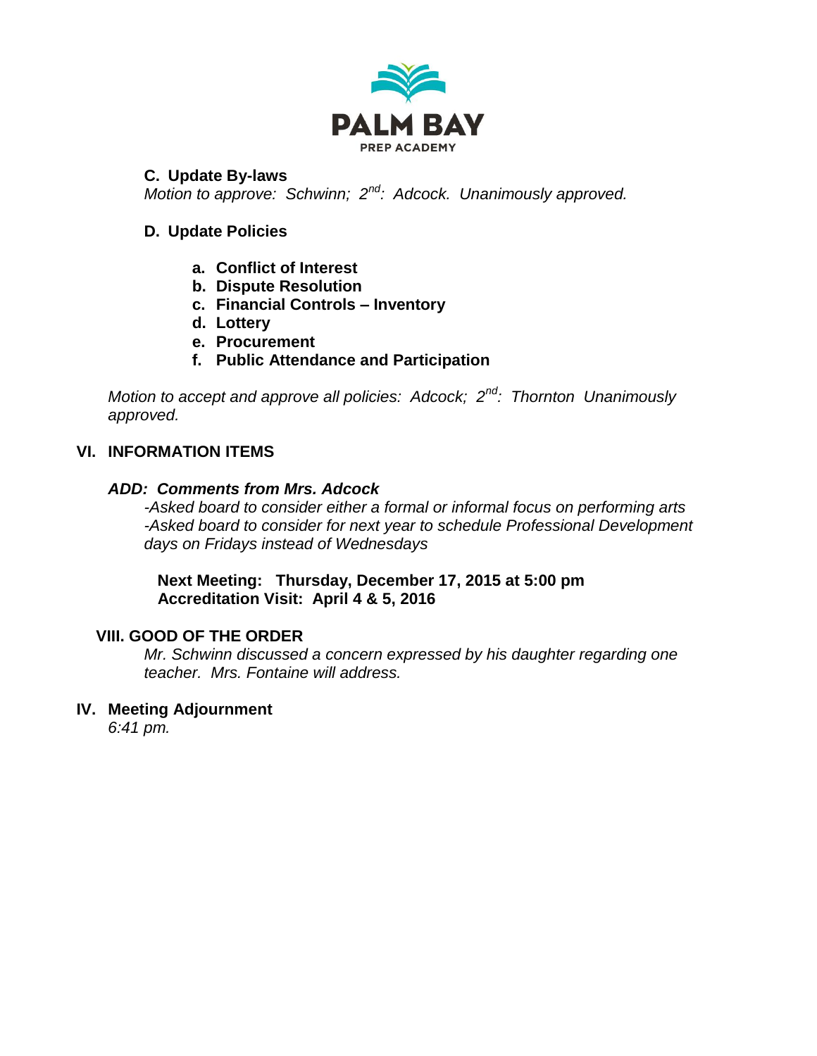**C. Update By-laws**

*Motion to approve: Schwinn; 2nd: Adcock. Unanimously approved.*

**D. Update Policies**

- **a. Conflict of Interest**
- **b. Dispute Resolution**
- **c. Financial Controls – Inventory**
- **d. Lottery**
- **e. Procurement**
- **f. Public Attendance and Participation**

*Motion to accept and approve all policies: Adcock; 2nd: Thornton Unanimously approved.*

## VI. INFORMATION ITEMS

***ADD: Comments from Mrs. Adcock***

*-Asked board to consider either a formal or informal focus on performing arts*
*-Asked board to consider for next year to schedule Professional Development days on Fridays instead of Wednesdays*

**Next Meeting: Thursday, December 17, 2015 at 5:00 pm**
**Accreditation Visit: April 4 & 5, 2016**

## VIII. GOOD OF THE ORDER

*Mr. Schwinn discussed a concern expressed by his daughter regarding one teacher. Mrs. Fontaine will address.*

## IV. Meeting Adjournment

*6:41 pm.*